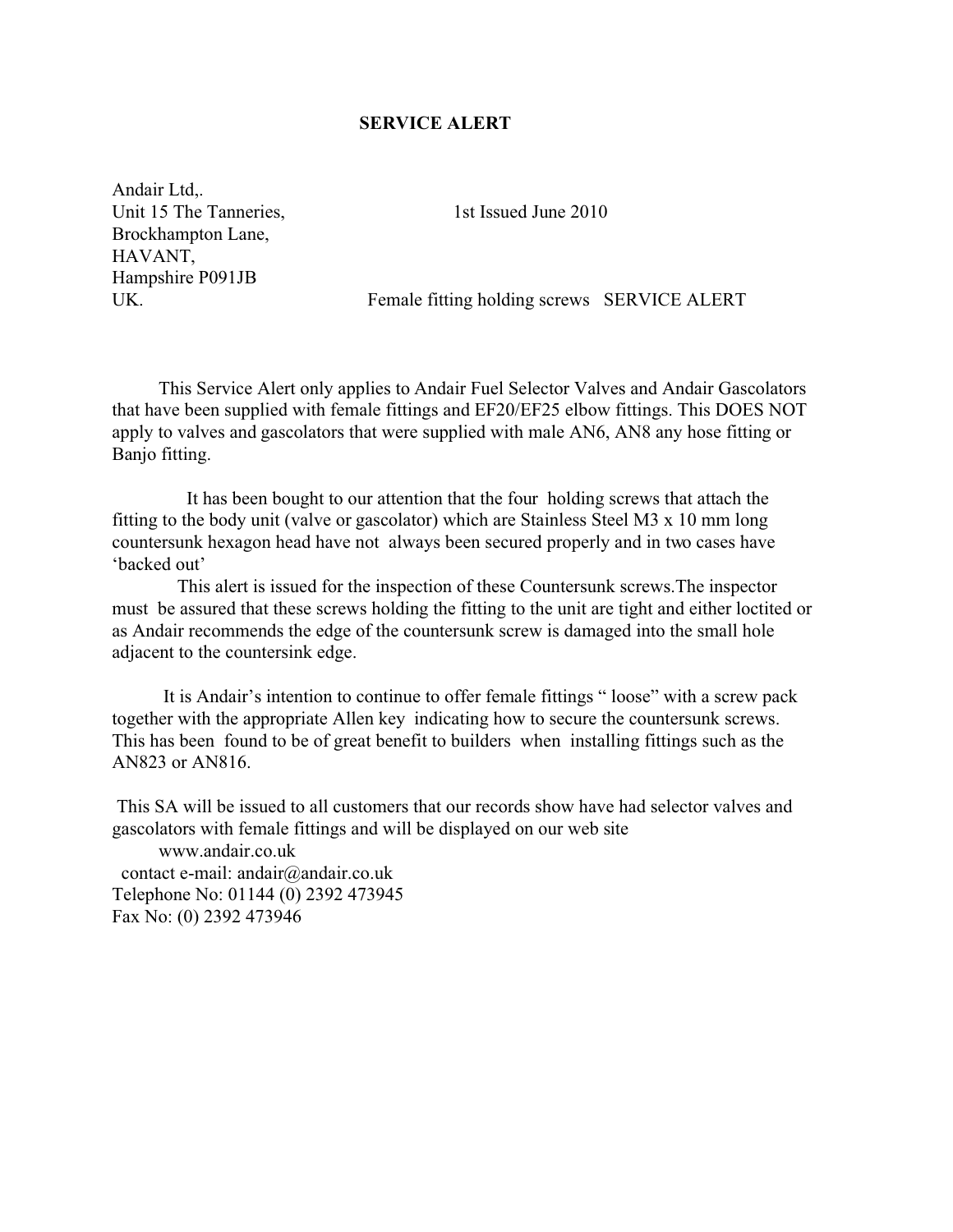## SERVICE ALERT

Andair Ltd,.
Unit 15 The Tanneries,
Brockhampton Lane,
HAVANT,
Hampshire P091JB
UK.

1st Issued June 2010

Female fitting holding screws SERVICE ALERT

This Service Alert only applies to Andair Fuel Selector Valves and Andair Gascolators that have been supplied with female fittings and EF20/EF25 elbow fittings. This DOES NOT apply to valves and gascolators that were supplied with male AN6, AN8 any hose fitting or Banjo fitting.

It has been bought to our attention that the four holding screws that attach the fitting to the body unit (valve or gascolator) which are Stainless Steel M3 x 10 mm long countersunk hexagon head have not always been secured properly and in two cases have 'backed out'

This alert is issued for the inspection of these Countersunk screws.The inspector must be assured that these screws holding the fitting to the unit are tight and either loctited or as Andair recommends the edge of the countersunk screw is damaged into the small hole adjacent to the countersink edge.

It is Andair's intention to continue to offer female fittings " loose" with a screw pack together with the appropriate Allen key indicating how to secure the countersunk screws. This has been found to be of great benefit to builders when installing fittings such as the AN823 or AN816.

This SA will be issued to all customers that our records show have had selector valves and gascolators with female fittings and will be displayed on our web site

www.andair.co.uk
contact e-mail: andair@andair.co.uk
Telephone No: 01144 (0) 2392 473945
Fax No: (0) 2392 473946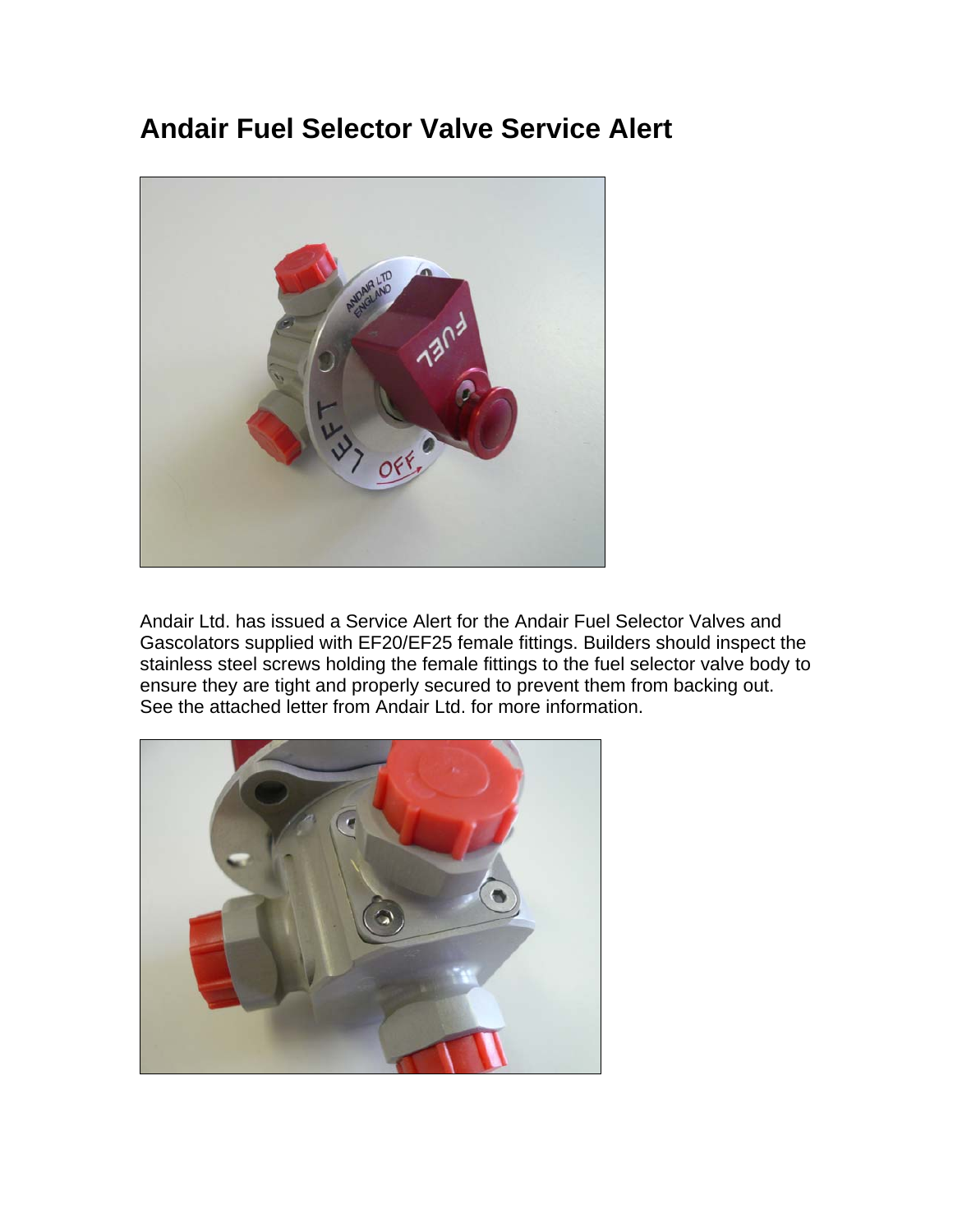# Andair Fuel Selector Valve Service Alert

Andair Ltd. has issued a Service Alert for the Andair Fuel Selector Valves and Gascolators supplied with EF20/EF25 female fittings. Builders should inspect the stainless steel screws holding the female fittings to the fuel selector valve body to ensure they are tight and properly secured to prevent them from backing out. See the attached letter from Andair Ltd. for more information.